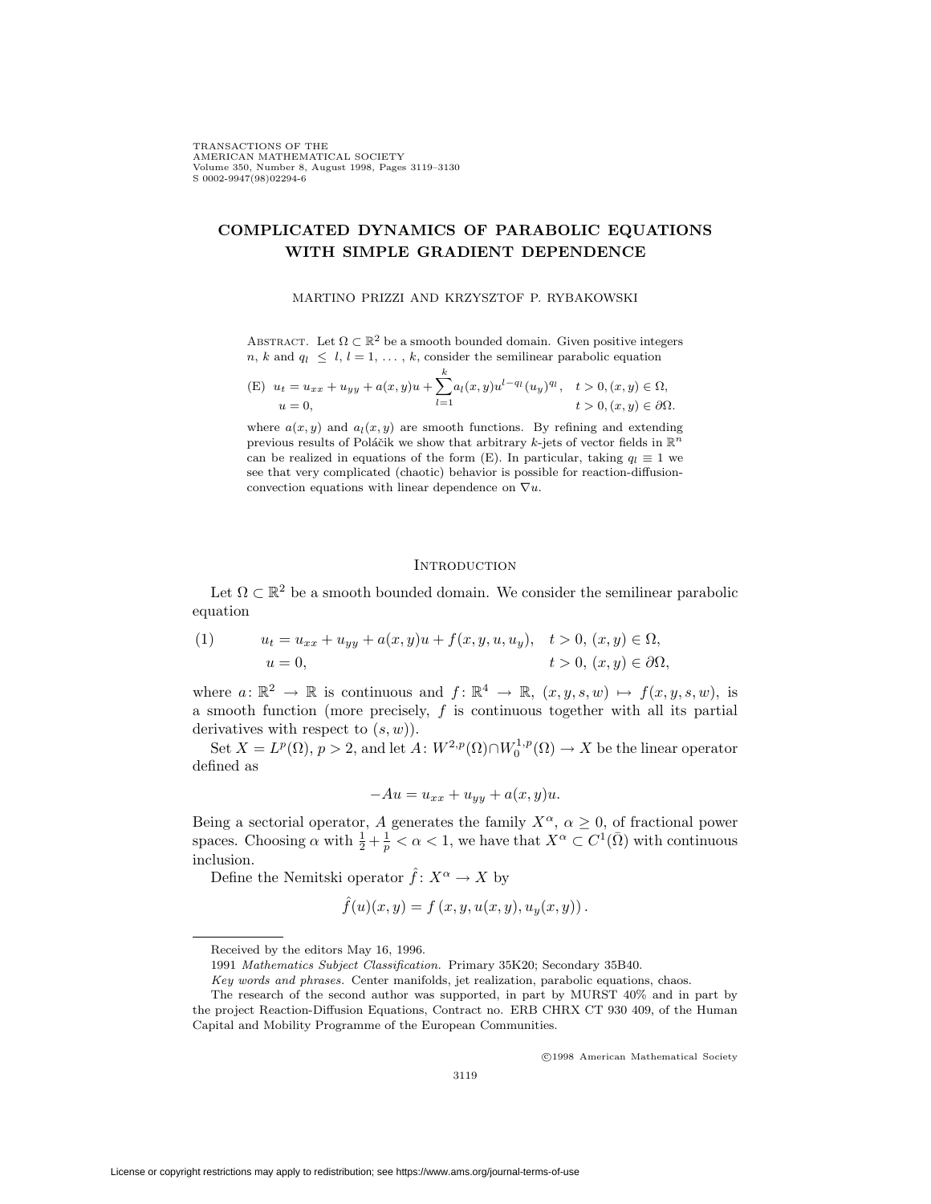# COMPLICATED DYNAMICS OF PARABOLIC EQUATIONS WITH SIMPLE GRADIENT DEPENDENCE

MARTINO PRIZZI AND KRZYSZTOF P. RYBAKOWSKI

ABSTRACT. Let $\Omega \subset \mathbb{R}^2$ be a smooth bounded domain. Given positive integers $n$, $k$ and $q_l \leq l$, $l = 1, \ldots, k$, consider the semilinear parabolic equation

$$\text{(E)}\quad \begin{aligned} &u_t = u_{xx} + u_{yy} + a(x,y)u + \sum_{l=1}^{k} a_l(x,y)u^{l-q_l}(u_y)^{q_l}, && t > 0, (x,y) \in \Omega, \\ &u = 0, && t > 0, (x,y) \in \partial\Omega. \end{aligned}$$

where $a(x,y)$ and $a_l(x,y)$ are smooth functions. By refining and extending previous results of Poláčik we show that arbitrary $k$-jets of vector fields in $\mathbb{R}^n$ can be realized in equations of the form (E). In particular, taking $q_l \equiv 1$ we see that very complicated (chaotic) behavior is possible for reaction-diffusion-convection equations with linear dependence on $\nabla u$.

## INTRODUCTION

Let $\Omega \subset \mathbb{R}^2$ be a smooth bounded domain. We consider the semilinear parabolic equation

$$(1)\qquad \begin{aligned} &u_t = u_{xx} + u_{yy} + a(x,y)u + f(x,y,u,u_y), && t > 0,\ (x,y) \in \Omega, \\ &u = 0, && t > 0,\ (x,y) \in \partial\Omega, \end{aligned}$$

where $a\colon \mathbb{R}^2 \to \mathbb{R}$ is continuous and $f\colon \mathbb{R}^4 \to \mathbb{R}$, $(x,y,s,w) \mapsto f(x,y,s,w)$, is a smooth function (more precisely, $f$ is continuous together with all its partial derivatives with respect to $(s,w)$).

Set $X = L^p(\Omega)$, $p > 2$, and let $A\colon W^{2,p}(\Omega) \cap W_0^{1,p}(\Omega) \to X$ be the linear operator defined as

$$-Au = u_{xx} + u_{yy} + a(x,y)u.$$

Being a sectorial operator, $A$ generates the family $X^\alpha$, $\alpha \geq 0$, of fractional power spaces. Choosing $\alpha$ with $\frac{1}{2} + \frac{1}{p} < \alpha < 1$, we have that $X^\alpha \subset C^1(\bar{\Omega})$ with continuous inclusion.

Define the Nemitski operator $\hat{f}\colon X^\alpha \to X$ by

$$\hat{f}(u)(x,y) = f\left(x, y, u(x,y), u_y(x,y)\right).$$

---

Received by the editors May 16, 1996.

1991 *Mathematics Subject Classification.* Primary 35K20; Secondary 35B40.

*Key words and phrases.* Center manifolds, jet realization, parabolic equations, chaos.

The research of the second author was supported, in part by MURST 40% and in part by the project Reaction-Diffusion Equations, Contract no. ERB CHRX CT 930 409, of the Human Capital and Mobility Programme of the European Communities.

©1998 American Mathematical Society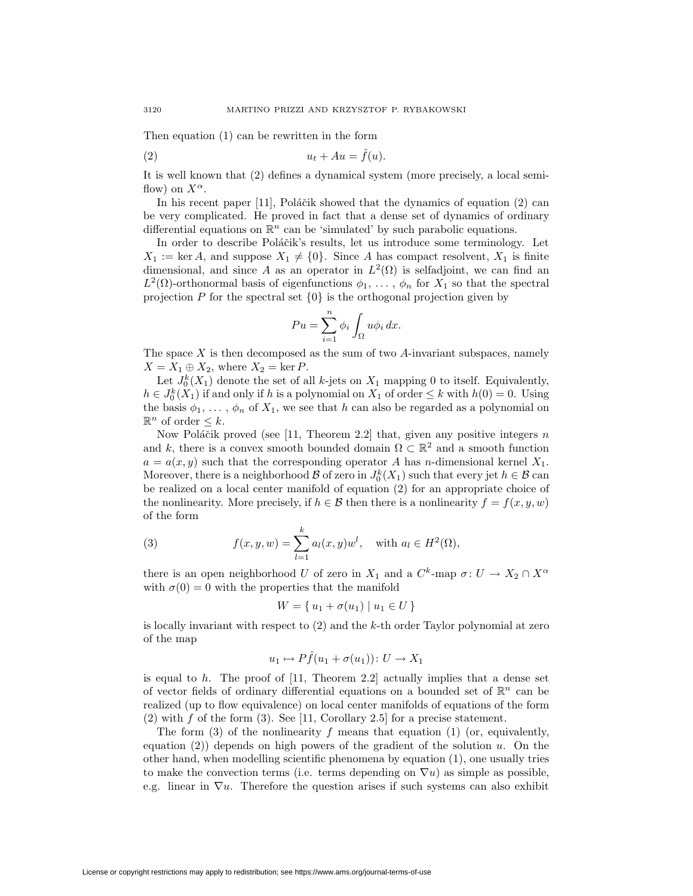Then equation (1) can be rewritten in the form

$$u_t + Au = \hat{f}(u). \tag{2}$$

It is well known that (2) defines a dynamical system (more precisely, a local semiflow) on $X^\alpha$.

In his recent paper [11], Poláčik showed that the dynamics of equation (2) can be very complicated. He proved in fact that a dense set of dynamics of ordinary differential equations on $\mathbb{R}^n$ can be 'simulated' by such parabolic equations.

In order to describe Poláčik's results, let us introduce some terminology. Let $X_1 := \ker A$, and suppose $X_1 \neq \{0\}$. Since $A$ has compact resolvent, $X_1$ is finite dimensional, and since $A$ as an operator in $L^2(\Omega)$ is selfadjoint, we can find an $L^2(\Omega)$-orthonormal basis of eigenfunctions $\phi_1, \ldots, \phi_n$ for $X_1$ so that the spectral projection $P$ for the spectral set $\{0\}$ is the orthogonal projection given by

$$Pu = \sum_{i=1}^{n} \phi_i \int_\Omega u\phi_i \, dx.$$

The space $X$ is then decomposed as the sum of two $A$-invariant subspaces, namely $X = X_1 \oplus X_2$, where $X_2 = \ker P$.

Let $J_0^k(X_1)$ denote the set of all $k$-jets on $X_1$ mapping 0 to itself. Equivalently, $h \in J_0^k(X_1)$ if and only if $h$ is a polynomial on $X_1$ of order $\leq k$ with $h(0) = 0$. Using the basis $\phi_1, \ldots, \phi_n$ of $X_1$, we see that $h$ can also be regarded as a polynomial on $\mathbb{R}^n$ of order $\leq k$.

Now Poláčik proved (see [11, Theorem 2.2] that, given any positive integers $n$ and $k$, there is a convex smooth bounded domain $\Omega \subset \mathbb{R}^2$ and a smooth function $a = a(x, y)$ such that the corresponding operator $A$ has $n$-dimensional kernel $X_1$. Moreover, there is a neighborhood $\mathcal{B}$ of zero in $J_0^k(X_1)$ such that every jet $h \in \mathcal{B}$ can be realized on a local center manifold of equation (2) for an appropriate choice of the nonlinearity. More precisely, if $h \in \mathcal{B}$ then there is a nonlinearity $f = f(x, y, w)$ of the form

$$f(x, y, w) = \sum_{l=1}^{k} a_l(x, y) w^l, \quad \text{with } a_l \in H^2(\Omega), \tag{3}$$

there is an open neighborhood $U$ of zero in $X_1$ and a $C^k$-map $\sigma \colon U \to X_2 \cap X^\alpha$ with $\sigma(0) = 0$ with the properties that the manifold

$$W = \{ u_1 + \sigma(u_1) \mid u_1 \in U \}$$

is locally invariant with respect to (2) and the $k$-th order Taylor polynomial at zero of the map

$$u_1 \mapsto P\hat{f}(u_1 + \sigma(u_1)) \colon U \to X_1$$

is equal to $h$. The proof of [11, Theorem 2.2] actually implies that a dense set of vector fields of ordinary differential equations on a bounded set of $\mathbb{R}^n$ can be realized (up to flow equivalence) on local center manifolds of equations of the form (2) with $f$ of the form (3). See [11, Corollary 2.5] for a precise statement.

The form (3) of the nonlinearity $f$ means that equation (1) (or, equivalently, equation (2)) depends on high powers of the gradient of the solution $u$. On the other hand, when modelling scientific phenomena by equation (1), one usually tries to make the convection terms (i.e. terms depending on $\nabla u$) as simple as possible, e.g. linear in $\nabla u$. Therefore the question arises if such systems can also exhibit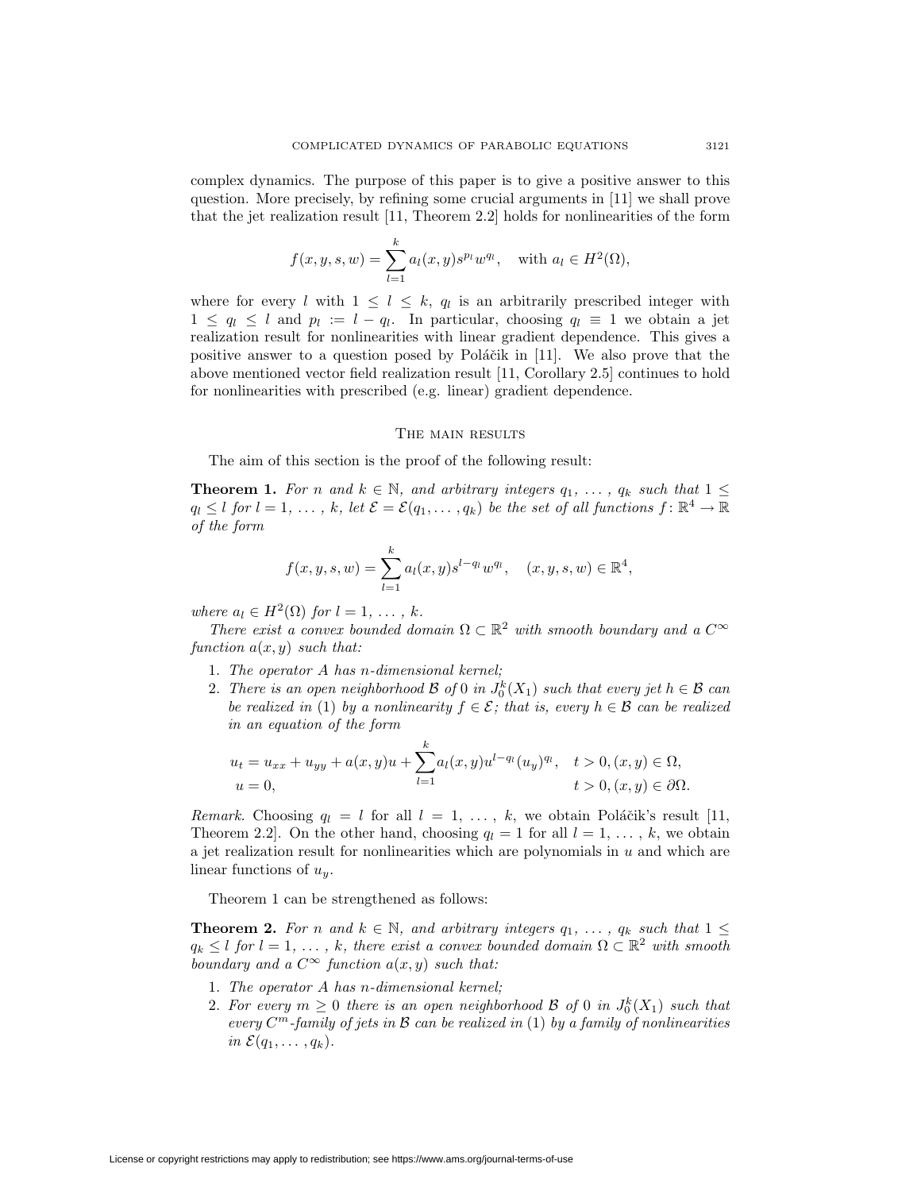complex dynamics. The purpose of this paper is to give a positive answer to this question. More precisely, by refining some crucial arguments in [11] we shall prove that the jet realization result [11, Theorem 2.2] holds for nonlinearities of the form

$$f(x,y,s,w) = \sum_{l=1}^{k} a_l(x,y) s^{p_l} w^{q_l}, \quad \text{with } a_l \in H^2(\Omega),$$

where for every $l$ with $1 \le l \le k$, $q_l$ is an arbitrarily prescribed integer with $1 \le q_l \le l$ and $p_l := l - q_l$. In particular, choosing $q_l \equiv 1$ we obtain a jet realization result for nonlinearities with linear gradient dependence. This gives a positive answer to a question posed by Poláčik in [11]. We also prove that the above mentioned vector field realization result [11, Corollary 2.5] continues to hold for nonlinearities with prescribed (e.g. linear) gradient dependence.

## The main results

The aim of this section is the proof of the following result:

**Theorem 1.** *For $n$ and $k \in \mathbb{N}$, and arbitrary integers $q_1, \ldots, q_k$ such that $1 \le q_l \le l$ for $l = 1, \ldots, k$, let $\mathcal{E} = \mathcal{E}(q_1, \ldots, q_k)$ be the set of all functions $f\colon \mathbb{R}^4 \to \mathbb{R}$ of the form*

$$f(x,y,s,w) = \sum_{l=1}^{k} a_l(x,y) s^{l-q_l} w^{q_l}, \quad (x,y,s,w) \in \mathbb{R}^4,$$

*where $a_l \in H^2(\Omega)$ for $l = 1, \ldots, k$.*

*There exist a convex bounded domain $\Omega \subset \mathbb{R}^2$ with smooth boundary and a $C^\infty$ function $a(x,y)$ such that:*

1. *The operator $A$ has $n$-dimensional kernel;*
2. *There is an open neighborhood $\mathcal{B}$ of $0$ in $J_0^k(X_1)$ such that every jet $h \in \mathcal{B}$ can be realized in (1) by a nonlinearity $f \in \mathcal{E}$; that is, every $h \in \mathcal{B}$ can be realized in an equation of the form*

$$\begin{aligned} &u_t = u_{xx} + u_{yy} + a(x,y)u + \sum_{l=1}^{k} a_l(x,y) u^{l-q_l} (u_y)^{q_l}, && t > 0, (x,y) \in \Omega, \\ &u = 0, && t > 0, (x,y) \in \partial\Omega. \end{aligned}$$

*Remark.* Choosing $q_l = l$ for all $l = 1, \ldots, k$, we obtain Poláčik's result [11, Theorem 2.2]. On the other hand, choosing $q_l = 1$ for all $l = 1, \ldots, k$, we obtain a jet realization result for nonlinearities which are polynomials in $u$ and which are linear functions of $u_y$.

Theorem 1 can be strengthened as follows:

**Theorem 2.** *For $n$ and $k \in \mathbb{N}$, and arbitrary integers $q_1, \ldots, q_k$ such that $1 \le q_k \le l$ for $l = 1, \ldots, k$, there exist a convex bounded domain $\Omega \subset \mathbb{R}^2$ with smooth boundary and a $C^\infty$ function $a(x,y)$ such that:*

1. *The operator $A$ has $n$-dimensional kernel;*
2. *For every $m \ge 0$ there is an open neighborhood $\mathcal{B}$ of $0$ in $J_0^k(X_1)$ such that every $C^m$-family of jets in $\mathcal{B}$ can be realized in (1) by a family of nonlinearities in $\mathcal{E}(q_1, \ldots, q_k)$.*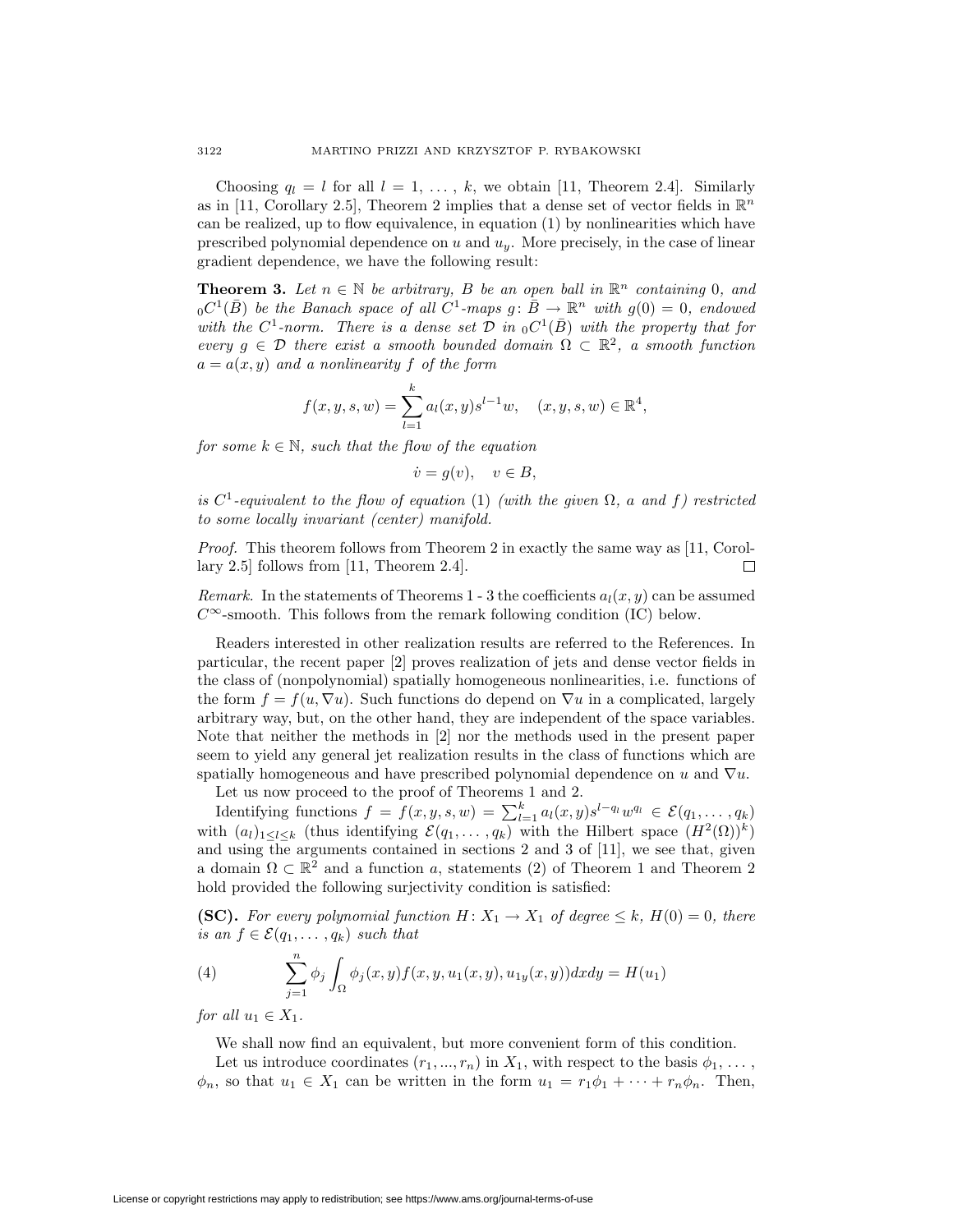Choosing $q_l = l$ for all $l = 1, \ldots, k$, we obtain [11, Theorem 2.4]. Similarly as in [11, Corollary 2.5], Theorem 2 implies that a dense set of vector fields in $\mathbb{R}^n$ can be realized, up to flow equivalence, in equation (1) by nonlinearities which have prescribed polynomial dependence on $u$ and $u_y$. More precisely, in the case of linear gradient dependence, we have the following result:

**Theorem 3.** *Let $n \in \mathbb{N}$ be arbitrary, $B$ be an open ball in $\mathbb{R}^n$ containing 0, and ${}_0C^1(\bar{B})$ be the Banach space of all $C^1$-maps $g\colon \bar{B} \to \mathbb{R}^n$ with $g(0) = 0$, endowed with the $C^1$-norm. There is a dense set $\mathcal{D}$ in ${}_0C^1(\bar{B})$ with the property that for every $g \in \mathcal{D}$ there exist a smooth bounded domain $\Omega \subset \mathbb{R}^2$, a smooth function $a = a(x, y)$ and a nonlinearity $f$ of the form*

$$f(x, y, s, w) = \sum_{l=1}^{k} a_l(x, y)s^{l-1}w, \quad (x, y, s, w) \in \mathbb{R}^4,$$

*for some $k \in \mathbb{N}$, such that the flow of the equation*

$$\dot{v} = g(v), \quad v \in B,$$

*is $C^1$-equivalent to the flow of equation* (1) *(with the given $\Omega$, $a$ and $f$) restricted to some locally invariant (center) manifold.*

*Proof.* This theorem follows from Theorem 2 in exactly the same way as [11, Corollary 2.5] follows from [11, Theorem 2.4]. □

*Remark.* In the statements of Theorems 1 - 3 the coefficients $a_l(x, y)$ can be assumed $C^\infty$-smooth. This follows from the remark following condition (IC) below.

Readers interested in other realization results are referred to the References. In particular, the recent paper [2] proves realization of jets and dense vector fields in the class of (nonpolynomial) spatially homogeneous nonlinearities, i.e. functions of the form $f = f(u, \nabla u)$. Such functions do depend on $\nabla u$ in a complicated, largely arbitrary way, but, on the other hand, they are independent of the space variables. Note that neither the methods in [2] nor the methods used in the present paper seem to yield any general jet realization results in the class of functions which are spatially homogeneous and have prescribed polynomial dependence on $u$ and $\nabla u$.

Let us now proceed to the proof of Theorems 1 and 2.

Identifying functions $f = f(x, y, s, w) = \sum_{l=1}^{k} a_l(x, y)s^{l-q_l}w^{q_l} \in \mathcal{E}(q_1, \ldots, q_k)$ with $(a_l)_{1 \le l \le k}$ (thus identifying $\mathcal{E}(q_1, \ldots, q_k)$ with the Hilbert space $(H^2(\Omega))^k$) and using the arguments contained in sections 2 and 3 of [11], we see that, given a domain $\Omega \subset \mathbb{R}^2$ and a function $a$, statements (2) of Theorem 1 and Theorem 2 hold provided the following surjectivity condition is satisfied:

**(SC).** *For every polynomial function $H\colon X_1 \to X_1$ of degree $\le k$, $H(0) = 0$, there is an $f \in \mathcal{E}(q_1, \ldots, q_k)$ such that*

$$\sum_{j=1}^{n} \phi_j \int_\Omega \phi_j(x, y) f(x, y, u_1(x, y), u_{1y}(x, y))dxdy = H(u_1) \tag{4}$$

*for all $u_1 \in X_1$.*

We shall now find an equivalent, but more convenient form of this condition.

Let us introduce coordinates $(r_1, ..., r_n)$ in $X_1$, with respect to the basis $\phi_1, \ldots, \phi_n$, so that $u_1 \in X_1$ can be written in the form $u_1 = r_1\phi_1 + \cdots + r_n\phi_n$. Then,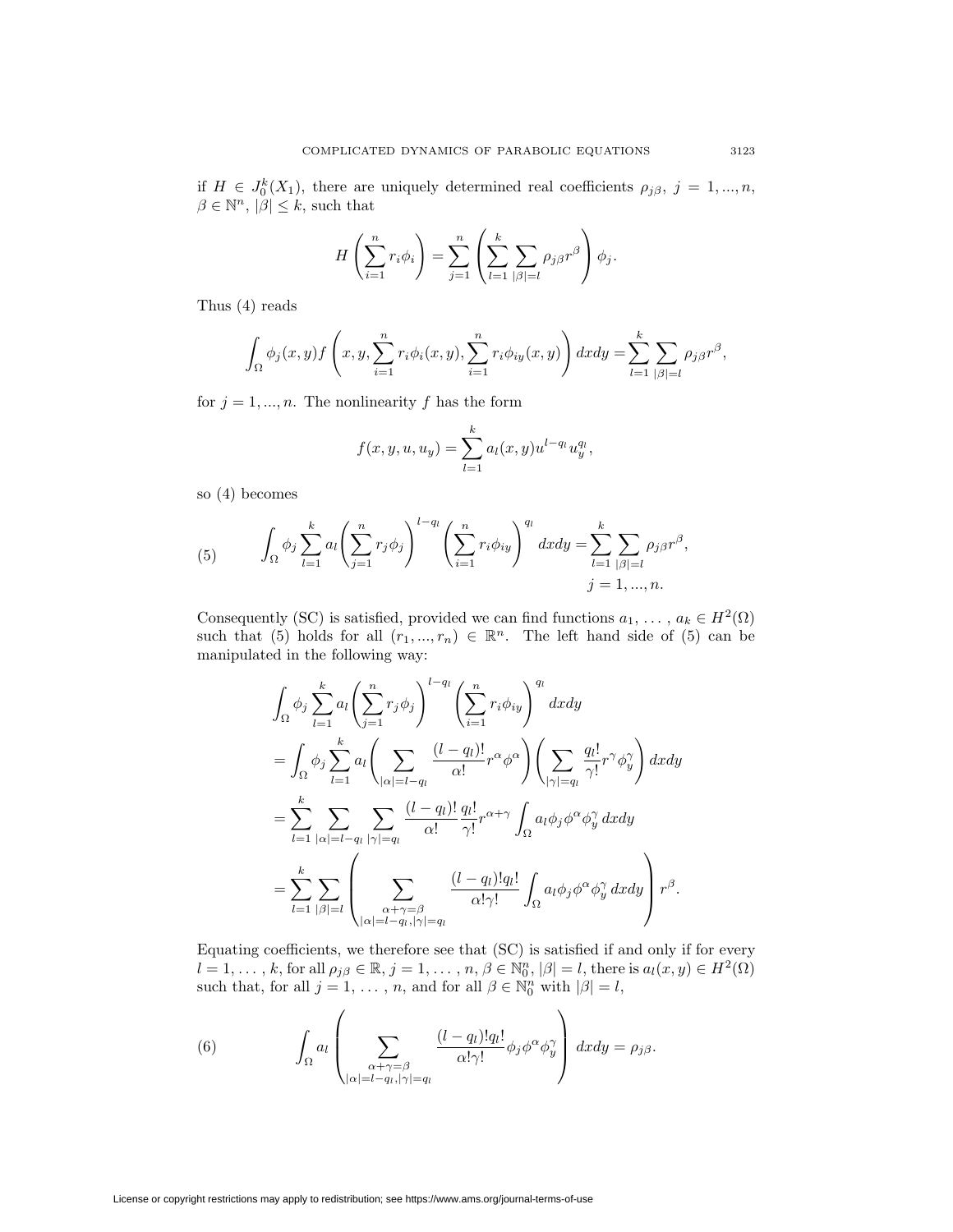if $H \in J_0^k(X_1)$, there are uniquely determined real coefficients $\rho_{j\beta}$, $j = 1, ..., n$, $\beta \in \mathbb{N}^n$, $|\beta| \le k$, such that

$$H\left(\sum_{i=1}^n r_i\phi_i\right) = \sum_{j=1}^n \left(\sum_{l=1}^k \sum_{|\beta|=l} \rho_{j\beta} r^\beta\right)\phi_j.$$

Thus (4) reads

$$\int_\Omega \phi_j(x,y) f\left(x, y, \sum_{i=1}^n r_i\phi_i(x,y), \sum_{i=1}^n r_i\phi_{iy}(x,y)\right) dxdy = \sum_{l=1}^k \sum_{|\beta|=l} \rho_{j\beta} r^\beta,$$

for $j = 1, ..., n$. The nonlinearity $f$ has the form

$$f(x, y, u, u_y) = \sum_{l=1}^k a_l(x,y) u^{l-q_l} u_y^{q_l},$$

so (4) becomes

$$\int_\Omega \phi_j \sum_{l=1}^k a_l \left(\sum_{j=1}^n r_j\phi_j\right)^{l-q_l} \left(\sum_{i=1}^n r_i\phi_{iy}\right)^{q_l} dxdy = \sum_{l=1}^k \sum_{|\beta|=l} \rho_{j\beta} r^\beta, \quad j = 1, ..., n. \tag{5}$$

Consequently (SC) is satisfied, provided we can find functions $a_1, \ldots, a_k \in H^2(\Omega)$ such that (5) holds for all $(r_1, ..., r_n) \in \mathbb{R}^n$. The left hand side of (5) can be manipulated in the following way:

$$\begin{aligned}
&\int_\Omega \phi_j \sum_{l=1}^k a_l \left(\sum_{j=1}^n r_j\phi_j\right)^{l-q_l} \left(\sum_{i=1}^n r_i\phi_{iy}\right)^{q_l} dxdy \\
&= \int_\Omega \phi_j \sum_{l=1}^k a_l \left(\sum_{|\alpha|=l-q_l} \frac{(l-q_l)!}{\alpha!} r^\alpha \phi^\alpha\right)\left(\sum_{|\gamma|=q_l} \frac{q_l!}{\gamma!} r^\gamma \phi_y^\gamma\right) dxdy \\
&= \sum_{l=1}^k \sum_{|\alpha|=l-q_l} \sum_{|\gamma|=q_l} \frac{(l-q_l)!}{\alpha!} \frac{q_l!}{\gamma!} r^{\alpha+\gamma} \int_\Omega a_l \phi_j \phi^\alpha \phi_y^\gamma \, dxdy \\
&= \sum_{l=1}^k \sum_{|\beta|=l} \left( \sum_{\substack{\alpha+\gamma=\beta \\ |\alpha|=l-q_l, |\gamma|=q_l}} \frac{(l-q_l)! q_l!}{\alpha!\gamma!} \int_\Omega a_l \phi_j \phi^\alpha \phi_y^\gamma \, dxdy \right) r^\beta.
\end{aligned}$$

Equating coefficients, we therefore see that (SC) is satisfied if and only if for every $l = 1, \ldots, k$, for all $\rho_{j\beta} \in \mathbb{R}$, $j = 1, \ldots, n$, $\beta \in \mathbb{N}_0^n$, $|\beta| = l$, there is $a_l(x,y) \in H^2(\Omega)$ such that, for all $j = 1, \ldots, n$, and for all $\beta \in \mathbb{N}_0^n$ with $|\beta| = l$,

$$\int_\Omega a_l \left( \sum_{\substack{\alpha+\gamma=\beta \\ |\alpha|=l-q_l, |\gamma|=q_l}} \frac{(l-q_l)! q_l!}{\alpha!\gamma!} \phi_j \phi^\alpha \phi_y^\gamma \right) dxdy = \rho_{j\beta}. \tag{6}$$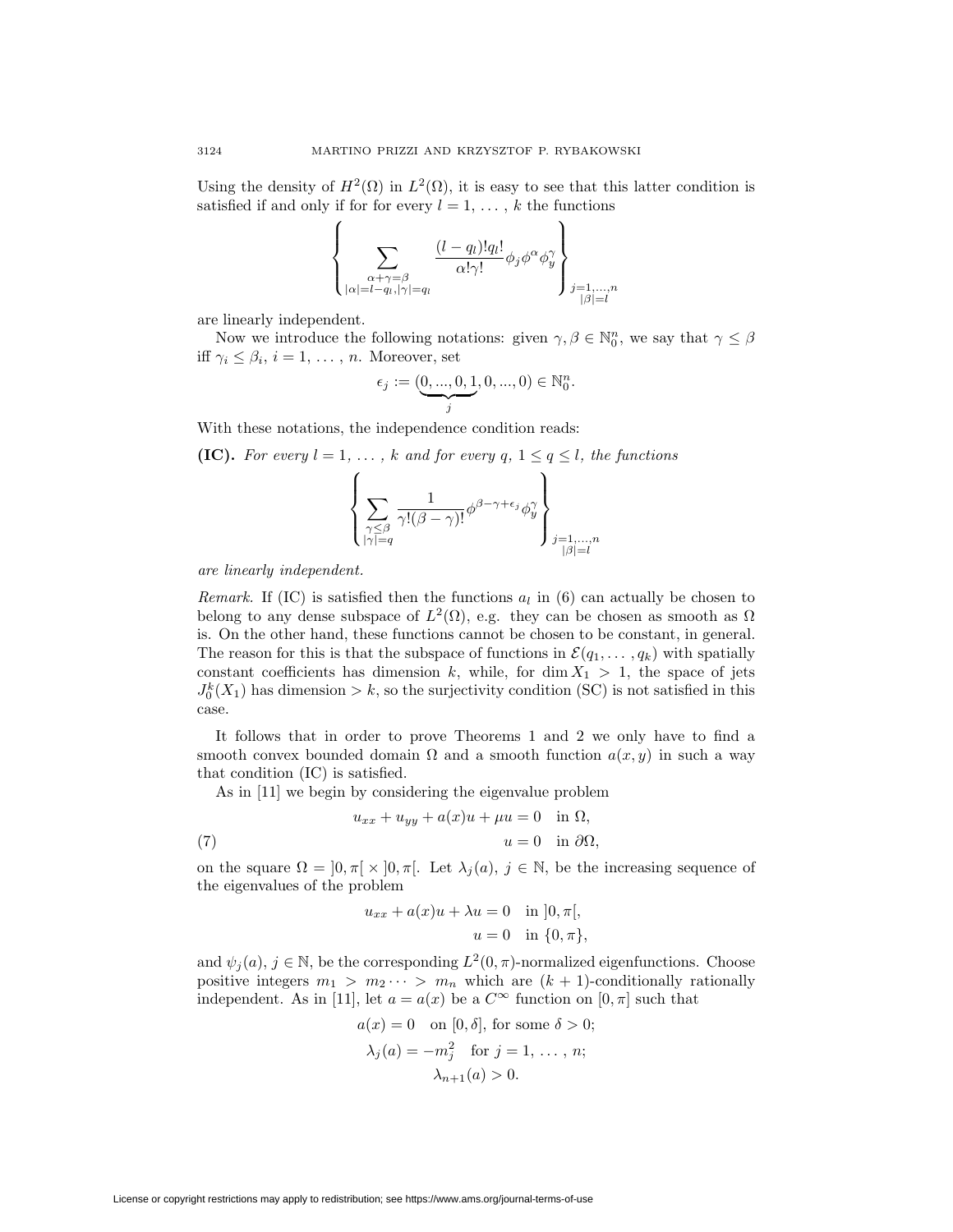Using the density of $H^2(\Omega)$ in $L^2(\Omega)$, it is easy to see that this latter condition is satisfied if and only if for for every $l = 1, \ldots, k$ the functions

$$\left\{ \sum_{\substack{\alpha+\gamma=\beta \\ |\alpha|=l-q_l, |\gamma|=q_l}} \frac{(l-q_l)!q_l!}{\alpha!\gamma!} \phi_j \phi^\alpha \phi_y^\gamma \right\}_{\substack{j=1,\ldots,n \\ |\beta|=l}}$$

are linearly independent.

Now we introduce the following notations: given $\gamma, \beta \in \mathbb{N}_0^n$, we say that $\gamma \leq \beta$ iff $\gamma_i \leq \beta_i$, $i = 1, \ldots, n$. Moreover, set

$$\epsilon_j := (\underbrace{0, ..., 0, 1}_{j}, 0, ..., 0) \in \mathbb{N}_0^n.$$

With these notations, the independence condition reads:

**(IC).** *For every $l = 1, \ldots, k$ and for every $q$, $1 \leq q \leq l$, the functions*

$$\left\{ \sum_{\substack{\gamma \leq \beta \\ |\gamma|=q}} \frac{1}{\gamma!(\beta-\gamma)!} \phi^{\beta-\gamma+\epsilon_j} \phi_y^\gamma \right\}_{\substack{j=1,\ldots,n \\ |\beta|=l}}$$

*are linearly independent.*

*Remark.* If (IC) is satisfied then the functions $a_l$ in (6) can actually be chosen to belong to any dense subspace of $L^2(\Omega)$, e.g. they can be chosen as smooth as $\Omega$ is. On the other hand, these functions cannot be chosen to be constant, in general. The reason for this is that the subspace of functions in $\mathcal{E}(q_1, \ldots, q_k)$ with spatially constant coefficients has dimension $k$, while, for $\dim X_1 > 1$, the space of jets $J_0^k(X_1)$ has dimension $> k$, so the surjectivity condition (SC) is not satisfied in this case.

It follows that in order to prove Theorems 1 and 2 we only have to find a smooth convex bounded domain $\Omega$ and a smooth function $a(x, y)$ in such a way that condition (IC) is satisfied.

As in [11] we begin by considering the eigenvalue problem

$$\begin{aligned} u_{xx} + u_{yy} + a(x)u + \mu u &= 0 \quad \text{in } \Omega, \\ u &= 0 \quad \text{in } \partial\Omega, \end{aligned} \tag{7}$$

on the square $\Omega = ]0, \pi[ \times ]0, \pi[$. Let $\lambda_j(a)$, $j \in \mathbb{N}$, be the increasing sequence of the eigenvalues of the problem

$$\begin{aligned} u_{xx} + a(x)u + \lambda u &= 0 \quad \text{in } ]0, \pi[, \\ u &= 0 \quad \text{in } \{0, \pi\}, \end{aligned}$$

and $\psi_j(a)$, $j \in \mathbb{N}$, be the corresponding $L^2(0, \pi)$-normalized eigenfunctions. Choose positive integers $m_1 > m_2 \cdots > m_n$ which are $(k+1)$-conditionally rationally independent. As in [11], let $a = a(x)$ be a $C^\infty$ function on $[0, \pi]$ such that

$$\begin{gathered} a(x) = 0 \quad \text{on } [0, \delta], \text{ for some } \delta > 0; \\ \lambda_j(a) = -m_j^2 \quad \text{for } j = 1, \ldots, n; \\ \lambda_{n+1}(a) > 0. \end{gathered}$$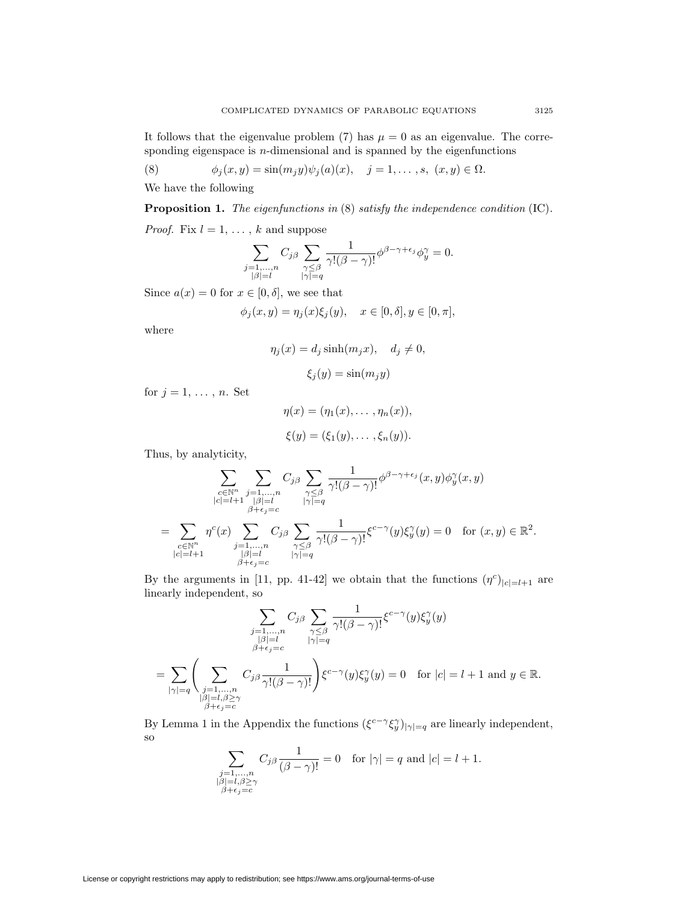It follows that the eigenvalue problem (7) has $\mu = 0$ as an eigenvalue. The corresponding eigenspace is $n$-dimensional and is spanned by the eigenfunctions

$$\phi_j(x,y) = \sin(m_j y)\psi_j(a)(x), \quad j = 1, \dots, s, \ (x,y) \in \Omega. \tag{8}$$

We have the following

**Proposition 1.** *The eigenfunctions in* (8) *satisfy the independence condition* (IC).

*Proof.* Fix $l = 1, \dots, k$ and suppose

$$\sum_{\substack{j=1,\dots,n \\ |\beta|=l}} C_{j\beta} \sum_{\substack{\gamma \leq \beta \\ |\gamma|=q}} \frac{1}{\gamma!(\beta-\gamma)!} \phi^{\beta-\gamma+\epsilon_j} \phi_y^{\gamma} = 0.$$

Since $a(x) = 0$ for $x \in [0, \delta]$, we see that

$$\phi_j(x,y) = \eta_j(x)\xi_j(y), \quad x \in [0,\delta], y \in [0,\pi],$$

where

$$\eta_j(x) = d_j \sinh(m_j x), \quad d_j \neq 0,$$

$$\xi_j(y) = \sin(m_j y)$$

for $j = 1, \dots, n$. Set

$$\eta(x) = (\eta_1(x), \dots, \eta_n(x)),$$

$$\xi(y) = (\xi_1(y), \dots, \xi_n(y)).$$

Thus, by analyticity,

$$\sum_{\substack{c \in \mathbb{N}^n \\ |c|=l+1}} \sum_{\substack{j=1,\dots,n \\ |\beta|=l \\ \beta+\epsilon_j=c}} C_{j\beta} \sum_{\substack{\gamma \leq \beta \\ |\gamma|=q}} \frac{1}{\gamma!(\beta-\gamma)!} \phi^{\beta-\gamma+\epsilon_j}(x,y) \phi_y^{\gamma}(x,y)$$

$$= \sum_{\substack{c \in \mathbb{N}^n \\ |c|=l+1}} \eta^c(x) \sum_{\substack{j=1,\dots,n \\ |\beta|=l \\ \beta+\epsilon_j=c}} C_{j\beta} \sum_{\substack{\gamma \leq \beta \\ |\gamma|=q}} \frac{1}{\gamma!(\beta-\gamma)!} \xi^{c-\gamma}(y) \xi_y^{\gamma}(y) = 0 \quad \text{for } (x,y) \in \mathbb{R}^2.$$

By the arguments in [11, pp. 41-42] we obtain that the functions $(\eta^c)_{|c|=l+1}$ are linearly independent, so

$$\sum_{\substack{j=1,\dots,n \\ |\beta|=l \\ \beta+\epsilon_j=c}} C_{j\beta} \sum_{\substack{\gamma \leq \beta \\ |\gamma|=q}} \frac{1}{\gamma!(\beta-\gamma)!} \xi^{c-\gamma}(y) \xi_y^{\gamma}(y)$$

$$= \sum_{|\gamma|=q} \left( \sum_{\substack{j=1,\dots,n \\ |\beta|=l, \beta \geq \gamma \\ \beta+\epsilon_j=c}} C_{j\beta} \frac{1}{\gamma!(\beta-\gamma)!} \right) \xi^{c-\gamma}(y) \xi_y^{\gamma}(y) = 0 \quad \text{for } |c| = l+1 \text{ and } y \in \mathbb{R}.$$

By Lemma 1 in the Appendix the functions $(\xi^{c-\gamma}\xi_y^{\gamma})_{|\gamma|=q}$ are linearly independent, so

$$\sum_{\substack{j=1,\dots,n \\ |\beta|=l, \beta \geq \gamma \\ \beta+\epsilon_j=c}} C_{j\beta} \frac{1}{(\beta-\gamma)!} = 0 \quad \text{for } |\gamma| = q \text{ and } |c| = l+1.$$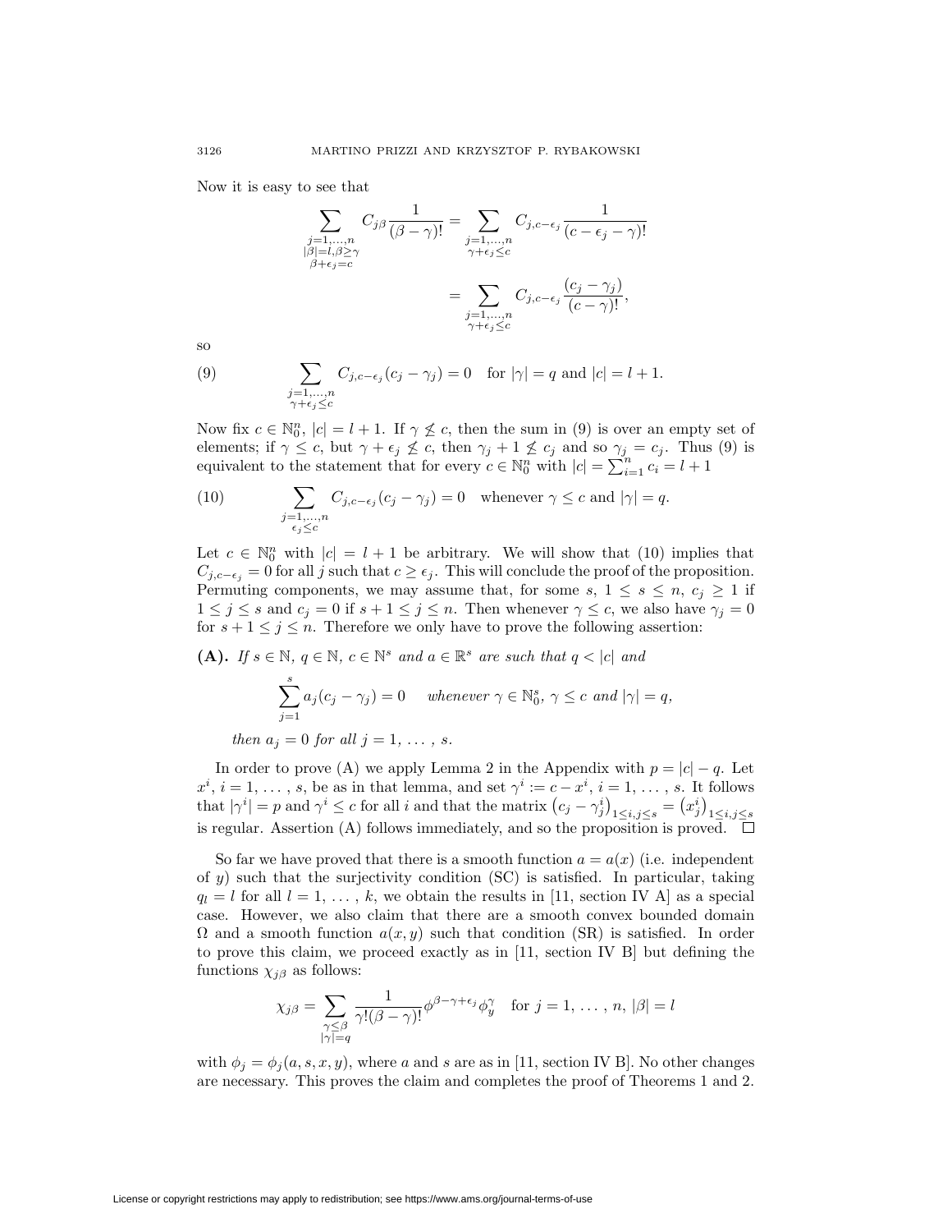Now it is easy to see that

$$\sum_{\substack{j=1,\dots,n\\ |\beta|=l,\beta\geq\gamma\\ \beta+\epsilon_j=c}} C_{j\beta}\frac{1}{(\beta-\gamma)!}=\sum_{\substack{j=1,\dots,n\\ \gamma+\epsilon_j\leq c}} C_{j,c-\epsilon_j}\frac{1}{(c-\epsilon_j-\gamma)!}$$

$$=\sum_{\substack{j=1,\dots,n\\ \gamma+\epsilon_j\leq c}} C_{j,c-\epsilon_j}\frac{(c_j-\gamma_j)}{(c-\gamma)!},$$

so

$$\sum_{\substack{j=1,\dots,n\\ \gamma+\epsilon_j\leq c}} C_{j,c-\epsilon_j}(c_j-\gamma_j)=0 \quad \text{for } |\gamma|=q \text{ and } |c|=l+1. \tag{9}$$

Now fix $c\in\mathbb{N}_0^n$, $|c|=l+1$. If $\gamma\not\leq c$, then the sum in (9) is over an empty set of elements; if $\gamma\leq c$, but $\gamma+\epsilon_j\not\leq c$, then $\gamma_j+1\not\leq c_j$ and so $\gamma_j=c_j$. Thus (9) is equivalent to the statement that for every $c\in\mathbb{N}_0^n$ with $|c|=\sum_{i=1}^n c_i=l+1$

$$\sum_{\substack{j=1,\dots,n\\ \epsilon_j\leq c}} C_{j,c-\epsilon_j}(c_j-\gamma_j)=0 \quad \text{whenever } \gamma\leq c \text{ and } |\gamma|=q. \tag{10}$$

Let $c\in\mathbb{N}_0^n$ with $|c|=l+1$ be arbitrary. We will show that (10) implies that $C_{j,c-\epsilon_j}=0$ for all $j$ such that $c\geq\epsilon_j$. This will conclude the proof of the proposition. Permuting components, we may assume that, for some $s$, $1\leq s\leq n$, $c_j\geq 1$ if $1\leq j\leq s$ and $c_j=0$ if $s+1\leq j\leq n$. Then whenever $\gamma\leq c$, we also have $\gamma_j=0$ for $s+1\leq j\leq n$. Therefore we only have to prove the following assertion:

**(A).** *If $s\in\mathbb{N}$, $q\in\mathbb{N}$, $c\in\mathbb{N}^s$ and $a\in\mathbb{R}^s$ are such that $q<|c|$ and*

$$\sum_{j=1}^s a_j(c_j-\gamma_j)=0 \quad \textit{whenever } \gamma\in\mathbb{N}_0^s,\ \gamma\leq c \textit{ and } |\gamma|=q,$$

*then $a_j=0$ for all $j=1,\ldots,s$.*

In order to prove (A) we apply Lemma 2 in the Appendix with $p=|c|-q$. Let $x^i$, $i=1,\ldots,s$, be as in that lemma, and set $\gamma^i:=c-x^i$, $i=1,\ldots,s$. It follows that $|\gamma^i|=p$ and $\gamma^i\leq c$ for all $i$ and that the matrix $\left(c_j-\gamma_j^i\right)_{1\leq i,j\leq s}=\left(x_j^i\right)_{1\leq i,j\leq s}$ is regular. Assertion (A) follows immediately, and so the proposition is proved. $\square$

So far we have proved that there is a smooth function $a=a(x)$ (i.e. independent of $y$) such that the surjectivity condition (SC) is satisfied. In particular, taking $q_l=l$ for all $l=1,\ldots,k$, we obtain the results in [11, section IV A] as a special case. However, we also claim that there are a smooth convex bounded domain $\Omega$ and a smooth function $a(x,y)$ such that condition (SR) is satisfied. In order to prove this claim, we proceed exactly as in [11, section IV B] but defining the functions $\chi_{j\beta}$ as follows:

$$\chi_{j\beta}=\sum_{\substack{\gamma\leq\beta\\ |\gamma|=q}}\frac{1}{\gamma!(\beta-\gamma)!}\phi^{\beta-\gamma+\epsilon_j}\phi_y^\gamma \quad \text{for } j=1,\ldots,n,\ |\beta|=l$$

with $\phi_j=\phi_j(a,s,x,y)$, where $a$ and $s$ are as in [11, section IV B]. No other changes are necessary. This proves the claim and completes the proof of Theorems 1 and 2.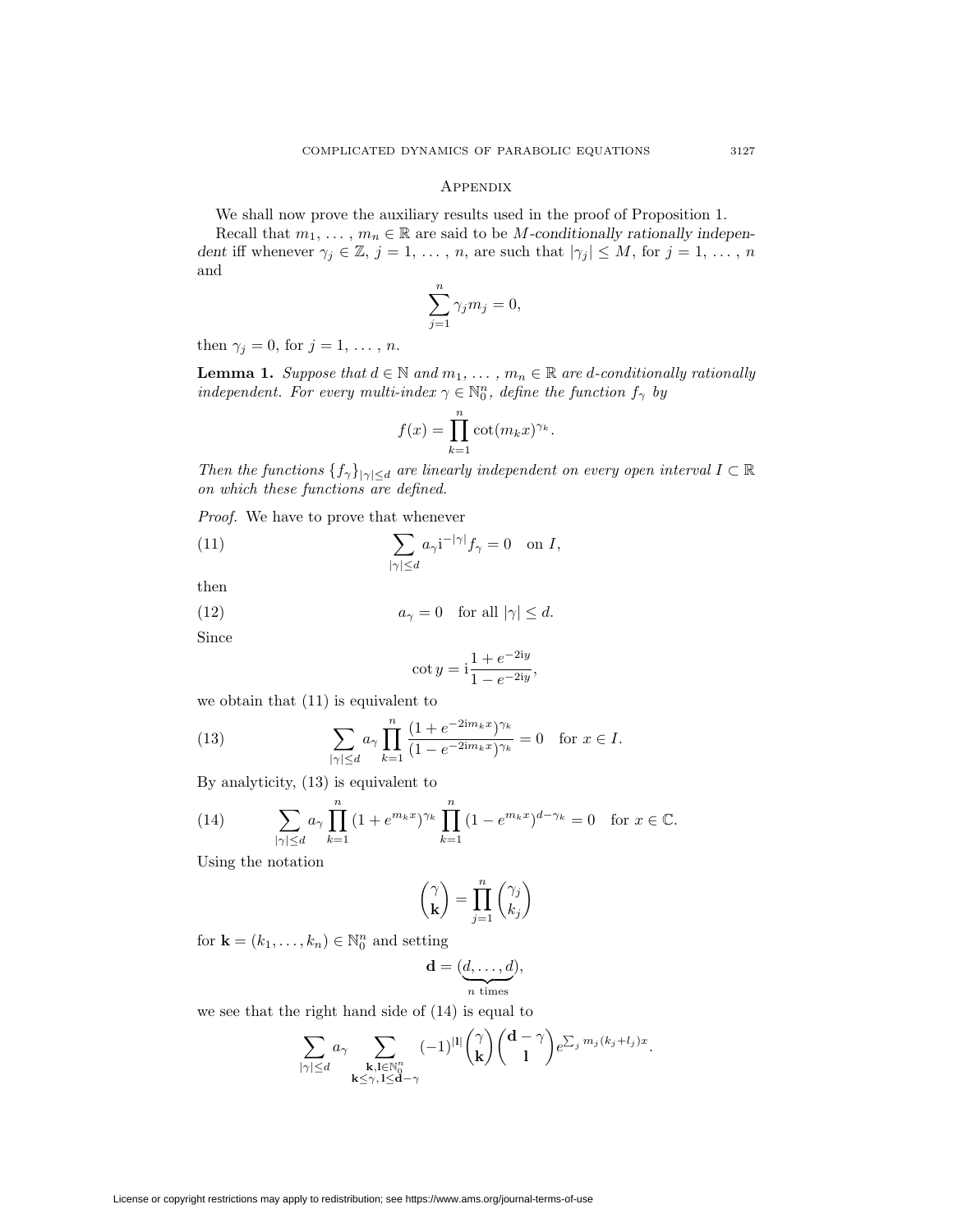## Appendix

We shall now prove the auxiliary results used in the proof of Proposition 1.

Recall that $m_1, \dots, m_n \in \mathbb{R}$ are said to be *$M$-conditionally rationally independent* iff whenever $\gamma_j \in \mathbb{Z}$, $j = 1, \dots, n$, are such that $|\gamma_j| \le M$, for $j = 1, \dots, n$ and

$$\sum_{j=1}^{n} \gamma_j m_j = 0,$$

then $\gamma_j = 0$, for $j = 1, \dots, n$.

**Lemma 1.** *Suppose that $d \in \mathbb{N}$ and $m_1, \dots, m_n \in \mathbb{R}$ are $d$-conditionally rationally independent. For every multi-index $\gamma \in \mathbb{N}_0^n$, define the function $f_\gamma$ by*

$$f(x) = \prod_{k=1}^{n} \cot(m_k x)^{\gamma_k}.$$

*Then the functions $\{f_\gamma\}_{|\gamma| \le d}$ are linearly independent on every open interval $I \subset \mathbb{R}$ on which these functions are defined.*

*Proof.* We have to prove that whenever

$$\sum_{|\gamma| \le d} a_\gamma \mathrm{i}^{-|\gamma|} f_\gamma = 0 \quad \text{on } I, \tag{11}$$

then

$$a_\gamma = 0 \quad \text{for all } |\gamma| \le d. \tag{12}$$

Since

$$\cot y = \mathrm{i} \frac{1 + e^{-2\mathrm{i}y}}{1 - e^{-2\mathrm{i}y}},$$

we obtain that (11) is equivalent to

$$\sum_{|\gamma| \le d} a_\gamma \prod_{k=1}^{n} \frac{(1 + e^{-2\mathrm{i}m_k x})^{\gamma_k}}{(1 - e^{-2\mathrm{i}m_k x})^{\gamma_k}} = 0 \quad \text{for } x \in I. \tag{13}$$

By analyticity, (13) is equivalent to

$$\sum_{|\gamma| \le d} a_\gamma \prod_{k=1}^{n} (1 + e^{m_k x})^{\gamma_k} \prod_{k=1}^{n} (1 - e^{m_k x})^{d - \gamma_k} = 0 \quad \text{for } x \in \mathbb{C}. \tag{14}$$

Using the notation

$$\binom{\gamma}{\mathbf{k}} = \prod_{j=1}^{n} \binom{\gamma_j}{k_j}$$

for $\mathbf{k} = (k_1, \dots, k_n) \in \mathbb{N}_0^n$ and setting

$$\mathbf{d} = (\underbrace{d, \dots, d}_{n \text{ times}}),$$

we see that the right hand side of (14) is equal to

$$\sum_{|\gamma| \le d} a_\gamma \sum_{\substack{\mathbf{k}, \mathbf{l} \in \mathbb{N}_0^n \\ \mathbf{k} \le \gamma, \mathbf{l} \le \mathbf{d} - \gamma}} (-1)^{|\mathbf{l}|} \binom{\gamma}{\mathbf{k}} \binom{\mathbf{d} - \gamma}{\mathbf{l}} e^{\sum_j m_j (k_j + l_j) x}.$$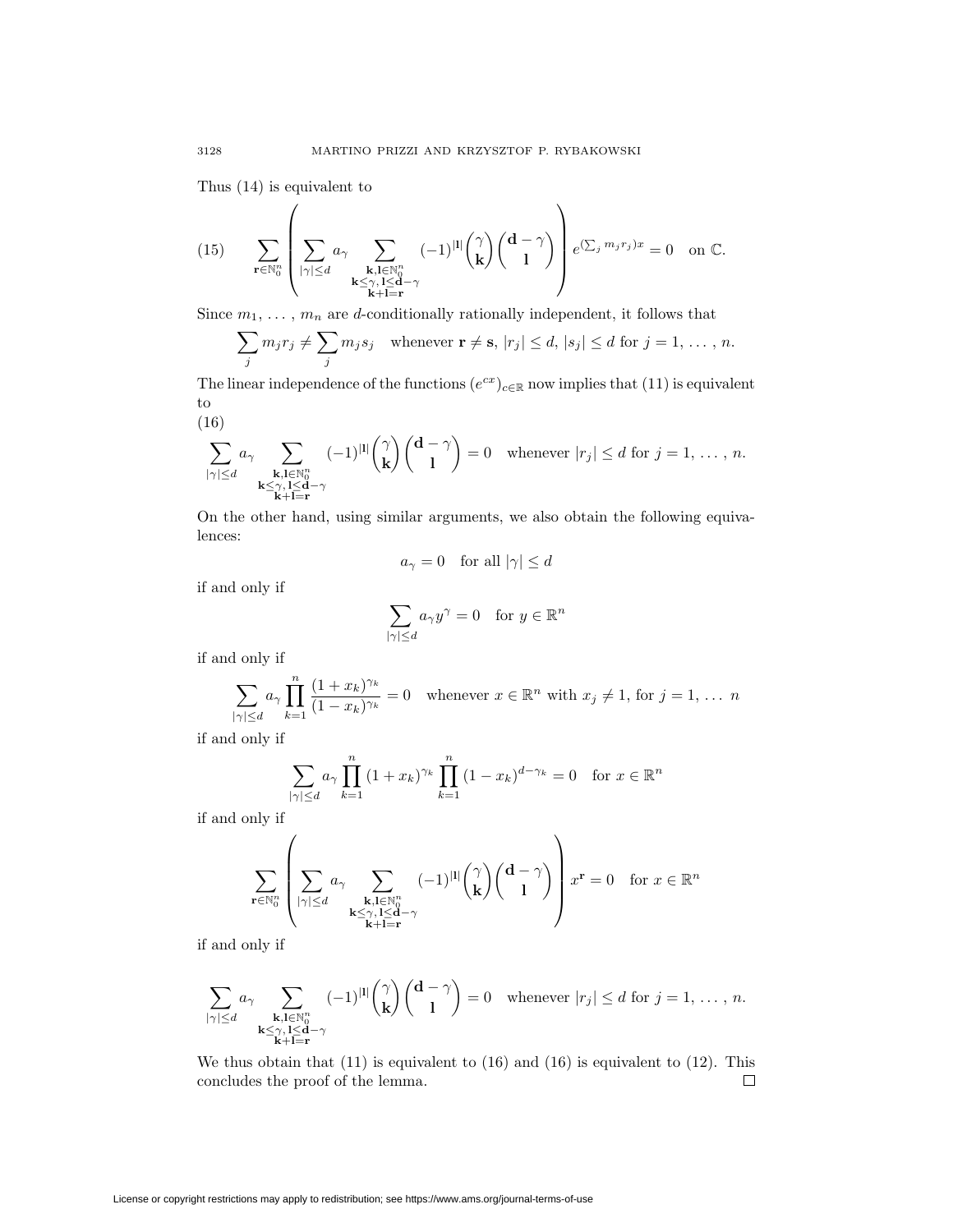Thus (14) is equivalent to

$$
(15)\qquad \sum_{\mathbf{r}\in\mathbb{N}_0^n}\left(\sum_{|\gamma|\le d} a_\gamma \sum_{\substack{\mathbf{k},\mathbf{l}\in\mathbb{N}_0^n\\ \mathbf{k}\le\gamma,\,\mathbf{l}\le\mathbf{d}-\gamma\\ \mathbf{k}+\mathbf{l}=\mathbf{r}}} (-1)^{|\mathbf{l}|}\binom{\gamma}{\mathbf{k}}\binom{\mathbf{d}-\gamma}{\mathbf{l}}\right) e^{(\sum_j m_j r_j)x} = 0 \quad \text{on } \mathbb{C}.
$$

Since $m_1, \ldots, m_n$ are $d$-conditionally rationally independent, it follows that

$$
\sum_j m_j r_j \neq \sum_j m_j s_j \quad \text{whenever } \mathbf{r}\neq\mathbf{s},\ |r_j|\le d,\ |s_j|\le d \text{ for } j=1,\ldots,n.
$$

The linear independence of the functions $(e^{cx})_{c\in\mathbb{R}}$ now implies that (11) is equivalent to

$$
(16)\qquad \sum_{|\gamma|\le d} a_\gamma \sum_{\substack{\mathbf{k},\mathbf{l}\in\mathbb{N}_0^n\\ \mathbf{k}\le\gamma,\,\mathbf{l}\le\mathbf{d}-\gamma\\ \mathbf{k}+\mathbf{l}=\mathbf{r}}} (-1)^{|\mathbf{l}|}\binom{\gamma}{\mathbf{k}}\binom{\mathbf{d}-\gamma}{\mathbf{l}} = 0 \quad \text{whenever } |r_j|\le d \text{ for } j=1,\ldots,n.
$$

On the other hand, using similar arguments, we also obtain the following equivalences:

$$
a_\gamma = 0 \quad \text{for all } |\gamma|\le d
$$

if and only if

$$
\sum_{|\gamma|\le d} a_\gamma y^\gamma = 0 \quad \text{for } y\in\mathbb{R}^n
$$

if and only if

$$
\sum_{|\gamma|\le d} a_\gamma \prod_{k=1}^n \frac{(1+x_k)^{\gamma_k}}{(1-x_k)^{\gamma_k}} = 0 \quad \text{whenever } x\in\mathbb{R}^n \text{ with } x_j\neq 1, \text{ for } j=1,\ldots\ n
$$

if and only if

$$
\sum_{|\gamma|\le d} a_\gamma \prod_{k=1}^n (1+x_k)^{\gamma_k} \prod_{k=1}^n (1-x_k)^{d-\gamma_k} = 0 \quad \text{for } x\in\mathbb{R}^n
$$

if and only if

$$
\sum_{\mathbf{r}\in\mathbb{N}_0^n}\left(\sum_{|\gamma|\le d} a_\gamma \sum_{\substack{\mathbf{k},\mathbf{l}\in\mathbb{N}_0^n\\ \mathbf{k}\le\gamma,\,\mathbf{l}\le\mathbf{d}-\gamma\\ \mathbf{k}+\mathbf{l}=\mathbf{r}}} (-1)^{|\mathbf{l}|}\binom{\gamma}{\mathbf{k}}\binom{\mathbf{d}-\gamma}{\mathbf{l}}\right) x^{\mathbf{r}} = 0 \quad \text{for } x\in\mathbb{R}^n
$$

if and only if

$$
\sum_{|\gamma|\le d} a_\gamma \sum_{\substack{\mathbf{k},\mathbf{l}\in\mathbb{N}_0^n\\ \mathbf{k}\le\gamma,\,\mathbf{l}\le\mathbf{d}-\gamma\\ \mathbf{k}+\mathbf{l}=\mathbf{r}}} (-1)^{|\mathbf{l}|}\binom{\gamma}{\mathbf{k}}\binom{\mathbf{d}-\gamma}{\mathbf{l}} = 0 \quad \text{whenever } |r_j|\le d \text{ for } j=1,\ldots,n.
$$

We thus obtain that (11) is equivalent to (16) and (16) is equivalent to (12). This concludes the proof of the lemma. $\square$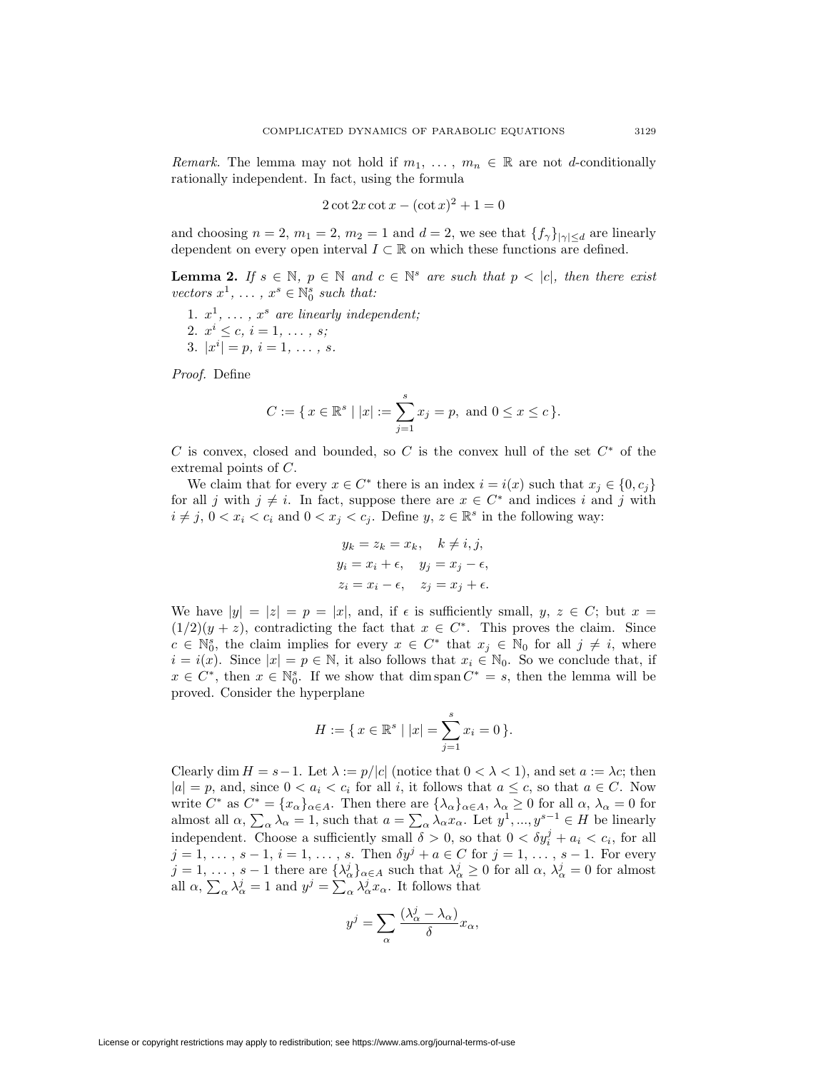*Remark.* The lemma may not hold if $m_1, \ldots, m_n \in \mathbb{R}$ are not $d$-conditionally rationally independent. In fact, using the formula

$$2\cot 2x \cot x - (\cot x)^2 + 1 = 0$$

and choosing $n = 2$, $m_1 = 2$, $m_2 = 1$ and $d = 2$, we see that $\{f_\gamma\}_{|\gamma|\le d}$ are linearly dependent on every open interval $I \subset \mathbb{R}$ on which these functions are defined.

**Lemma 2.** *If $s \in \mathbb{N}$, $p \in \mathbb{N}$ and $c \in \mathbb{N}^s$ are such that $p < |c|$, then there exist vectors $x^1, \ldots, x^s \in \mathbb{N}_0^s$ such that:*

1. *$x^1, \ldots, x^s$ are linearly independent;*
2. *$x^i \le c$, $i = 1, \ldots, s$;*
3. *$|x^i| = p$, $i = 1, \ldots, s$.*

*Proof.* Define

$$C := \{\, x \in \mathbb{R}^s \mid |x| := \sum_{j=1}^{s} x_j = p, \text{ and } 0 \le x \le c \,\}.$$

$C$ is convex, closed and bounded, so $C$ is the convex hull of the set $C^*$ of the extremal points of $C$.

We claim that for every $x \in C^*$ there is an index $i = i(x)$ such that $x_j \in \{0, c_j\}$ for all $j$ with $j \ne i$. In fact, suppose there are $x \in C^*$ and indices $i$ and $j$ with $i \ne j$, $0 < x_i < c_i$ and $0 < x_j < c_j$. Define $y, z \in \mathbb{R}^s$ in the following way:

$$\begin{aligned}
y_k &= z_k = x_k, \quad k \ne i, j,\\
y_i &= x_i + \epsilon, \quad y_j = x_j - \epsilon,\\
z_i &= x_i - \epsilon, \quad z_j = x_j + \epsilon.
\end{aligned}$$

We have $|y| = |z| = p = |x|$, and, if $\epsilon$ is sufficiently small, $y, z \in C$; but $x = (1/2)(y + z)$, contradicting the fact that $x \in C^*$. This proves the claim. Since $c \in \mathbb{N}_0^s$, the claim implies for every $x \in C^*$ that $x_j \in \mathbb{N}_0$ for all $j \ne i$, where $i = i(x)$. Since $|x| = p \in \mathbb{N}$, it also follows that $x_i \in \mathbb{N}_0$. So we conclude that, if $x \in C^*$, then $x \in \mathbb{N}_0^s$. If we show that $\dim \operatorname{span} C^* = s$, then the lemma will be proved. Consider the hyperplane

$$H := \{\, x \in \mathbb{R}^s \mid |x| = \sum_{j=1}^{s} x_i = 0 \,\}.$$

Clearly $\dim H = s-1$. Let $\lambda := p/|c|$ (notice that $0 < \lambda < 1$), and set $a := \lambda c$; then $|a| = p$, and, since $0 < a_i < c_i$ for all $i$, it follows that $a \le c$, so that $a \in C$. Now write $C^*$ as $C^* = \{x_\alpha\}_{\alpha \in A}$. Then there are $\{\lambda_\alpha\}_{\alpha\in A}$, $\lambda_\alpha \ge 0$ for all $\alpha$, $\lambda_\alpha = 0$ for almost all $\alpha$, $\sum_\alpha \lambda_\alpha = 1$, such that $a = \sum_\alpha \lambda_\alpha x_\alpha$. Let $y^1, \ldots, y^{s-1} \in H$ be linearly independent. Choose a sufficiently small $\delta > 0$, so that $0 < \delta y_i^j + a_i < c_i$, for all $j = 1, \ldots, s-1$, $i = 1, \ldots, s$. Then $\delta y^j + a \in C$ for $j = 1, \ldots, s-1$. For every $j = 1, \ldots, s-1$ there are $\{\lambda_\alpha^j\}_{\alpha\in A}$ such that $\lambda_\alpha^j \ge 0$ for all $\alpha$, $\lambda_\alpha^j = 0$ for almost all $\alpha$, $\sum_\alpha \lambda_\alpha^j = 1$ and $y^j = \sum_\alpha \lambda_\alpha^j x_\alpha$. It follows that

$$y^j = \sum_\alpha \frac{(\lambda_\alpha^j - \lambda_\alpha)}{\delta} x_\alpha,$$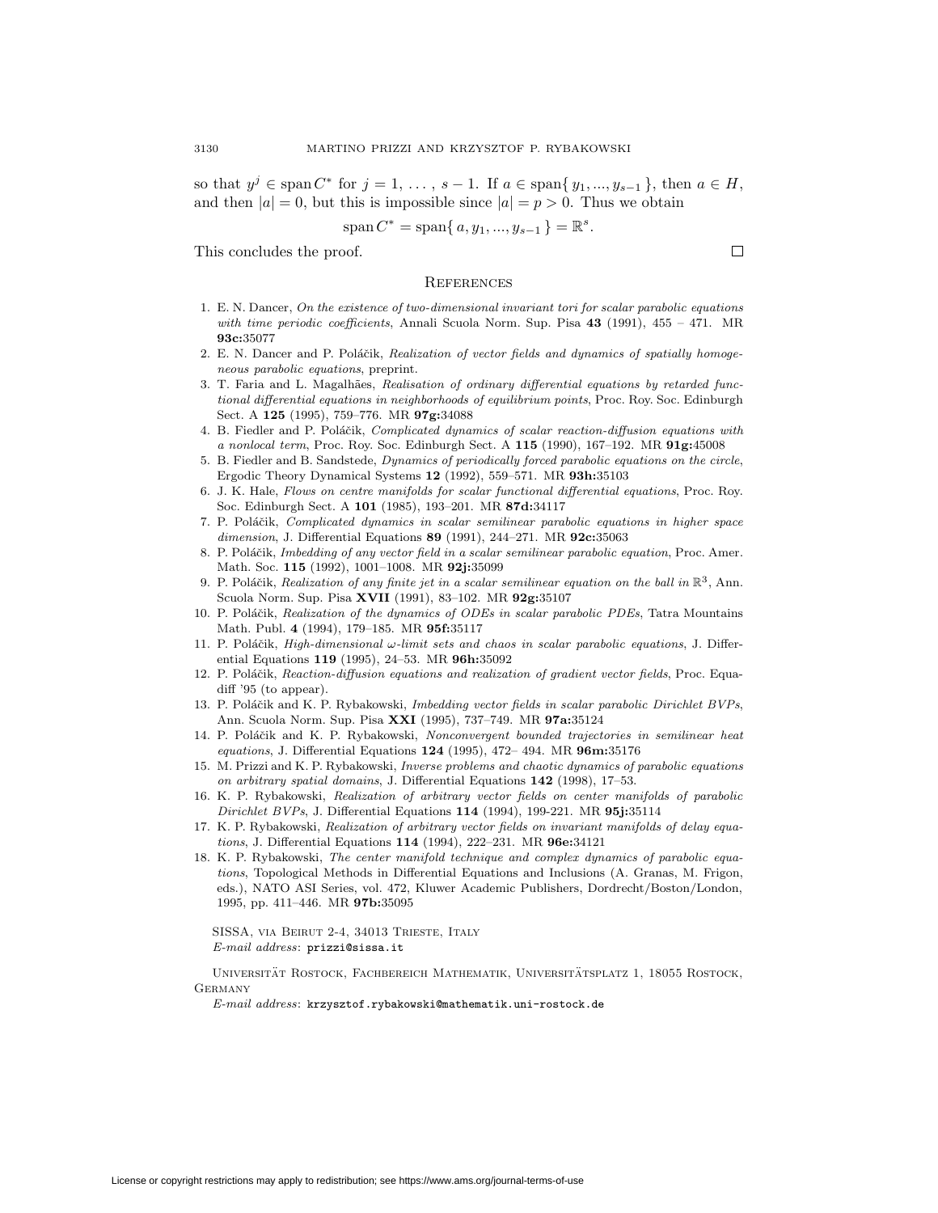so that $y^j \in \operatorname{span} C^*$ for $j = 1, \ldots, s-1$. If $a \in \operatorname{span}\{ y_1, ..., y_{s-1} \}$, then $a \in H$, and then $|a| = 0$, but this is impossible since $|a| = p > 0$. Thus we obtain

$$\operatorname{span} C^* = \operatorname{span}\{ a, y_1, ..., y_{s-1} \} = \mathbb{R}^s.$$

This concludes the proof. □

## References

1. E. N. Dancer, *On the existence of two-dimensional invariant tori for scalar parabolic equations with time periodic coefficients*, Annali Scuola Norm. Sup. Pisa **43** (1991), 455 – 471. MR **93c:**35077
2. E. N. Dancer and P. Poláčik, *Realization of vector fields and dynamics of spatially homogeneous parabolic equations*, preprint.
3. T. Faria and L. Magalhães, *Realisation of ordinary differential equations by retarded functional differential equations in neighborhoods of equilibrium points*, Proc. Roy. Soc. Edinburgh Sect. A **125** (1995), 759–776. MR **97g:**34088
4. B. Fiedler and P. Poláčik, *Complicated dynamics of scalar reaction-diffusion equations with a nonlocal term*, Proc. Roy. Soc. Edinburgh Sect. A **115** (1990), 167–192. MR **91g:**45008
5. B. Fiedler and B. Sandstede, *Dynamics of periodically forced parabolic equations on the circle*, Ergodic Theory Dynamical Systems **12** (1992), 559–571. MR **93h:**35103
6. J. K. Hale, *Flows on centre manifolds for scalar functional differential equations*, Proc. Roy. Soc. Edinburgh Sect. A **101** (1985), 193–201. MR **87d:**34117
7. P. Poláčik, *Complicated dynamics in scalar semilinear parabolic equations in higher space dimension*, J. Differential Equations **89** (1991), 244–271. MR **92c:**35063
8. P. Poláčik, *Imbedding of any vector field in a scalar semilinear parabolic equation*, Proc. Amer. Math. Soc. **115** (1992), 1001–1008. MR **92j:**35099
9. P. Poláčik, *Realization of any finite jet in a scalar semilinear equation on the ball in* $\mathbb{R}^3$, Ann. Scuola Norm. Sup. Pisa **XVII** (1991), 83–102. MR **92g:**35107
10. P. Poláčik, *Realization of the dynamics of ODEs in scalar parabolic PDEs*, Tatra Mountains Math. Publ. **4** (1994), 179–185. MR **95f:**35117
11. P. Poláčik, *High-dimensional* $\omega$*-limit sets and chaos in scalar parabolic equations*, J. Differential Equations **119** (1995), 24–53. MR **96h:**35092
12. P. Poláčik, *Reaction-diffusion equations and realization of gradient vector fields*, Proc. Equadiff '95 (to appear).
13. P. Poláčik and K. P. Rybakowski, *Imbedding vector fields in scalar parabolic Dirichlet BVPs*, Ann. Scuola Norm. Sup. Pisa **XXI** (1995), 737–749. MR **97a:**35124
14. P. Poláčik and K. P. Rybakowski, *Nonconvergent bounded trajectories in semilinear heat equations*, J. Differential Equations **124** (1995), 472– 494. MR **96m:**35176
15. M. Prizzi and K. P. Rybakowski, *Inverse problems and chaotic dynamics of parabolic equations on arbitrary spatial domains*, J. Differential Equations **142** (1998), 17–53.
16. K. P. Rybakowski, *Realization of arbitrary vector fields on center manifolds of parabolic Dirichlet BVPs*, J. Differential Equations **114** (1994), 199-221. MR **95j:**35114
17. K. P. Rybakowski, *Realization of arbitrary vector fields on invariant manifolds of delay equations*, J. Differential Equations **114** (1994), 222–231. MR **96e:**34121
18. K. P. Rybakowski, *The center manifold technique and complex dynamics of parabolic equations*, Topological Methods in Differential Equations and Inclusions (A. Granas, M. Frigon, eds.), NATO ASI Series, vol. 472, Kluwer Academic Publishers, Dordrecht/Boston/London, 1995, pp. 411–446. MR **97b:**35095

SISSA, via Beirut 2-4, 34013 Trieste, Italy
*E-mail address*: prizzi@sissa.it

Universität Rostock, Fachbereich Mathematik, Universitätsplatz 1, 18055 Rostock, Germany
*E-mail address*: krzysztof.rybakowski@mathematik.uni-rostock.de